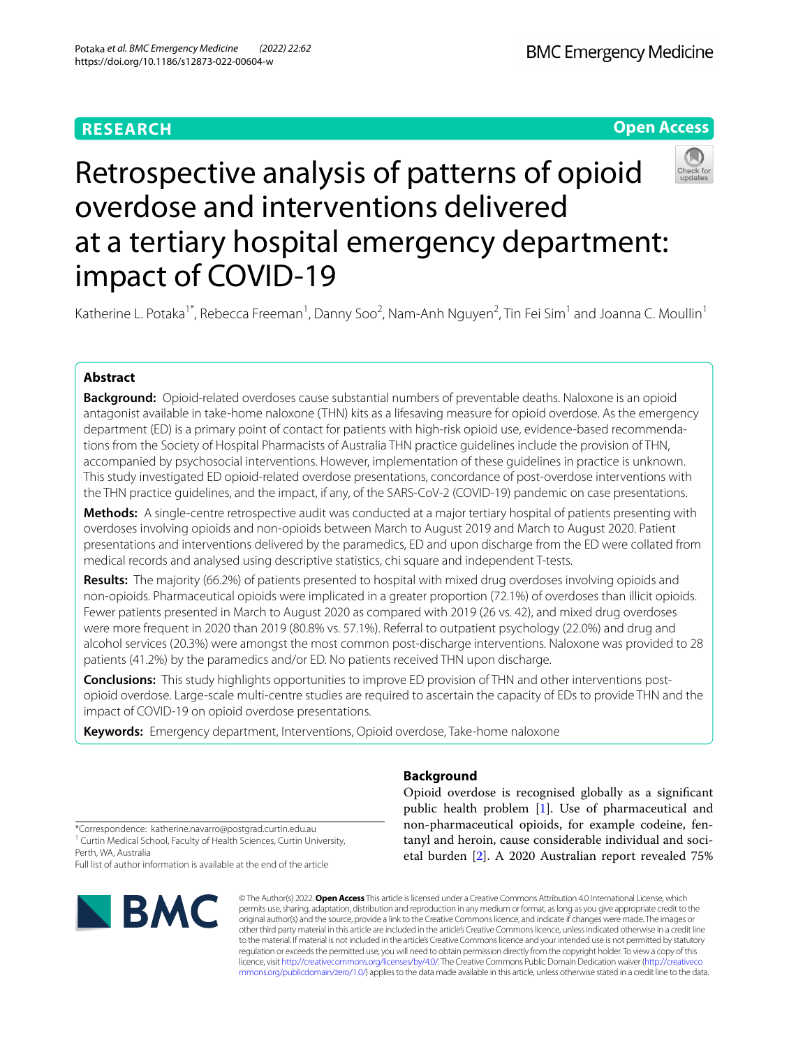RESEARCH

Open Access

# Retrospective analysis of patterns of opioid overdose and interventions delivered at a tertiary hospital emergency department: impact of COVID-19

Katherine L. Potaka[1*], Rebecca Freeman[1], Danny Soo[2], Nam-Anh Nguyen[2], Tin Fei Sim[1] and Joanna C. Moullin[1]

## Abstract

**Background:** Opioid-related overdoses cause substantial numbers of preventable deaths. Naloxone is an opioid antagonist available in take-home naloxone (THN) kits as a lifesaving measure for opioid overdose. As the emergency department (ED) is a primary point of contact for patients with high-risk opioid use, evidence-based recommendations from the Society of Hospital Pharmacists of Australia THN practice guidelines include the provision of THN, accompanied by psychosocial interventions. However, implementation of these guidelines in practice is unknown. This study investigated ED opioid-related overdose presentations, concordance of post-overdose interventions with the THN practice guidelines, and the impact, if any, of the SARS-CoV-2 (COVID-19) pandemic on case presentations.

**Methods:** A single-centre retrospective audit was conducted at a major tertiary hospital of patients presenting with overdoses involving opioids and non-opioids between March to August 2019 and March to August 2020. Patient presentations and interventions delivered by the paramedics, ED and upon discharge from the ED were collated from medical records and analysed using descriptive statistics, chi square and independent T-tests.

**Results:** The majority (66.2%) of patients presented to hospital with mixed drug overdoses involving opioids and non-opioids. Pharmaceutical opioids were implicated in a greater proportion (72.1%) of overdoses than illicit opioids. Fewer patients presented in March to August 2020 as compared with 2019 (26 vs. 42), and mixed drug overdoses were more frequent in 2020 than 2019 (80.8% vs. 57.1%). Referral to outpatient psychology (22.0%) and drug and alcohol services (20.3%) were amongst the most common post-discharge interventions. Naloxone was provided to 28 patients (41.2%) by the paramedics and/or ED. No patients received THN upon discharge.

**Conclusions:** This study highlights opportunities to improve ED provision of THN and other interventions post-opioid overdose. Large-scale multi-centre studies are required to ascertain the capacity of EDs to provide THN and the impact of COVID-19 on opioid overdose presentations.

**Keywords:** Emergency department, Interventions, Opioid overdose, Take-home naloxone

*Correspondence: katherine.navarro@postgrad.curtin.edu.au
[1] Curtin Medical School, Faculty of Health Sciences, Curtin University, Perth, WA, Australia
Full list of author information is available at the end of the article

## Background

Opioid overdose is recognised globally as a significant public health problem [1]. Use of pharmaceutical and non-pharmaceutical opioids, for example codeine, fentanyl and heroin, cause considerable individual and societal burden [2]. A 2020 Australian report revealed 75%

© The Author(s) 2022. **Open Access** This article is licensed under a Creative Commons Attribution 4.0 International License, which permits use, sharing, adaptation, distribution and reproduction in any medium or format, as long as you give appropriate credit to the original author(s) and the source, provide a link to the Creative Commons licence, and indicate if changes were made. The images or other third party material in this article are included in the article's Creative Commons licence, unless indicated otherwise in a credit line to the material. If material is not included in the article's Creative Commons licence and your intended use is not permitted by statutory regulation or exceeds the permitted use, you will need to obtain permission directly from the copyright holder. To view a copy of this licence, visit http://creativecommons.org/licenses/by/4.0/. The Creative Commons Public Domain Dedication waiver (http://creativecommons.org/publicdomain/zero/1.0/) applies to the data made available in this article, unless otherwise stated in a credit line to the data.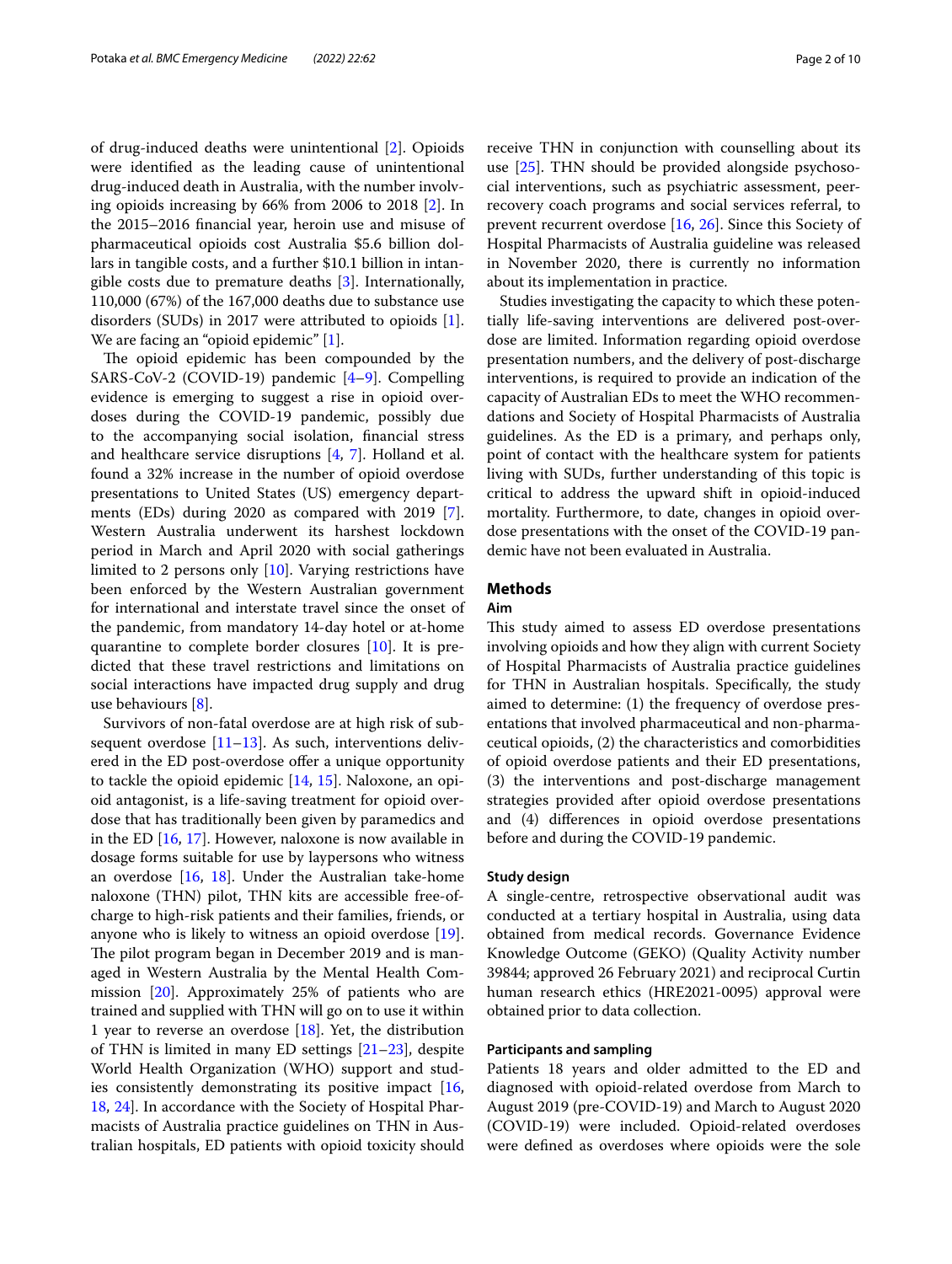of drug-induced deaths were unintentional [2]. Opioids were identified as the leading cause of unintentional drug-induced death in Australia, with the number involving opioids increasing by 66% from 2006 to 2018 [2]. In the 2015–2016 financial year, heroin use and misuse of pharmaceutical opioids cost Australia $5.6 billion dollars in tangible costs, and a further $10.1 billion in intangible costs due to premature deaths [3]. Internationally, 110,000 (67%) of the 167,000 deaths due to substance use disorders (SUDs) in 2017 were attributed to opioids [1]. We are facing an "opioid epidemic" [1].

The opioid epidemic has been compounded by the SARS-CoV-2 (COVID-19) pandemic [4–9]. Compelling evidence is emerging to suggest a rise in opioid overdoses during the COVID-19 pandemic, possibly due to the accompanying social isolation, financial stress and healthcare service disruptions [4, 7]. Holland et al. found a 32% increase in the number of opioid overdose presentations to United States (US) emergency departments (EDs) during 2020 as compared with 2019 [7]. Western Australia underwent its harshest lockdown period in March and April 2020 with social gatherings limited to 2 persons only [10]. Varying restrictions have been enforced by the Western Australian government for international and interstate travel since the onset of the pandemic, from mandatory 14-day hotel or at-home quarantine to complete border closures [10]. It is predicted that these travel restrictions and limitations on social interactions have impacted drug supply and drug use behaviours [8].

Survivors of non-fatal overdose are at high risk of subsequent overdose [11–13]. As such, interventions delivered in the ED post-overdose offer a unique opportunity to tackle the opioid epidemic [14, 15]. Naloxone, an opioid antagonist, is a life-saving treatment for opioid overdose that has traditionally been given by paramedics and in the ED [16, 17]. However, naloxone is now available in dosage forms suitable for use by laypersons who witness an overdose [16, 18]. Under the Australian take-home naloxone (THN) pilot, THN kits are accessible free-of-charge to high-risk patients and their families, friends, or anyone who is likely to witness an opioid overdose [19]. The pilot program began in December 2019 and is managed in Western Australia by the Mental Health Commission [20]. Approximately 25% of patients who are trained and supplied with THN will go on to use it within 1 year to reverse an overdose [18]. Yet, the distribution of THN is limited in many ED settings [21–23], despite World Health Organization (WHO) support and studies consistently demonstrating its positive impact [16, 18, 24]. In accordance with the Society of Hospital Pharmacists of Australia practice guidelines on THN in Australian hospitals, ED patients with opioid toxicity should receive THN in conjunction with counselling about its use [25]. THN should be provided alongside psychosocial interventions, such as psychiatric assessment, peer-recovery coach programs and social services referral, to prevent recurrent overdose [16, 26]. Since this Society of Hospital Pharmacists of Australia guideline was released in November 2020, there is currently no information about its implementation in practice.

Studies investigating the capacity to which these potentially life-saving interventions are delivered post-overdose are limited. Information regarding opioid overdose presentation numbers, and the delivery of post-discharge interventions, is required to provide an indication of the capacity of Australian EDs to meet the WHO recommendations and Society of Hospital Pharmacists of Australia guidelines. As the ED is a primary, and perhaps only, point of contact with the healthcare system for patients living with SUDs, further understanding of this topic is critical to address the upward shift in opioid-induced mortality. Furthermore, to date, changes in opioid overdose presentations with the onset of the COVID-19 pandemic have not been evaluated in Australia.

## Methods

### Aim

This study aimed to assess ED overdose presentations involving opioids and how they align with current Society of Hospital Pharmacists of Australia practice guidelines for THN in Australian hospitals. Specifically, the study aimed to determine: (1) the frequency of overdose presentations that involved pharmaceutical and non-pharmaceutical opioids, (2) the characteristics and comorbidities of opioid overdose patients and their ED presentations, (3) the interventions and post-discharge management strategies provided after opioid overdose presentations and (4) differences in opioid overdose presentations before and during the COVID-19 pandemic.

### Study design

A single-centre, retrospective observational audit was conducted at a tertiary hospital in Australia, using data obtained from medical records. Governance Evidence Knowledge Outcome (GEKO) (Quality Activity number 39844; approved 26 February 2021) and reciprocal Curtin human research ethics (HRE2021-0095) approval were obtained prior to data collection.

### Participants and sampling

Patients 18 years and older admitted to the ED and diagnosed with opioid-related overdose from March to August 2019 (pre-COVID-19) and March to August 2020 (COVID-19) were included. Opioid-related overdoses were defined as overdoses where opioids were the sole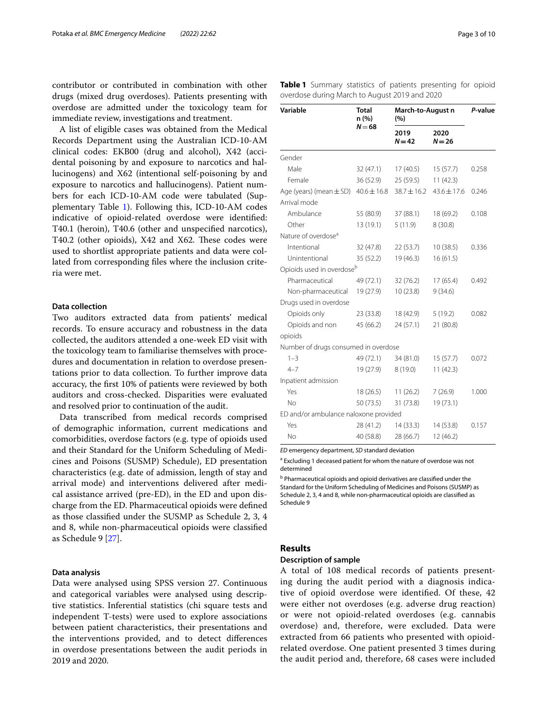contributor or contributed in combination with other drugs (mixed drug overdoses). Patients presenting with overdose are admitted under the toxicology team for immediate review, investigations and treatment.

A list of eligible cases was obtained from the Medical Records Department using the Australian ICD-10-AM clinical codes: EKB00 (drug and alcohol), X42 (accidental poisoning by and exposure to narcotics and hallucinogens) and X62 (intentional self-poisoning by and exposure to narcotics and hallucinogens). Patient numbers for each ICD-10-AM code were tabulated (Supplementary Table 1). Following this, ICD-10-AM codes indicative of opioid-related overdose were identified: T40.1 (heroin), T40.6 (other and unspecified narcotics), T40.2 (other opioids), X42 and X62. These codes were used to shortlist appropriate patients and data were collated from corresponding files where the inclusion criteria were met.

### Data collection

Two auditors extracted data from patients' medical records. To ensure accuracy and robustness in the data collected, the auditors attended a one-week ED visit with the toxicology team to familiarise themselves with procedures and documentation in relation to overdose presentations prior to data collection. To further improve data accuracy, the first 10% of patients were reviewed by both auditors and cross-checked. Disparities were evaluated and resolved prior to continuation of the audit.

Data transcribed from medical records comprised of demographic information, current medications and comorbidities, overdose factors (e.g. type of opioids used and their Standard for the Uniform Scheduling of Medicines and Poisons (SUSMP) Schedule), ED presentation characteristics (e.g. date of admission, length of stay and arrival mode) and interventions delivered after medical assistance arrived (pre-ED), in the ED and upon discharge from the ED. Pharmaceutical opioids were defined as those classified under the SUSMP as Schedule 2, 3, 4 and 8, while non-pharmaceutical opioids were classified as Schedule 9 [27].

### Data analysis

Data were analysed using SPSS version 27. Continuous and categorical variables were analysed using descriptive statistics. Inferential statistics (chi square tests and independent T-tests) were used to explore associations between patient characteristics, their presentations and the interventions provided, and to detect differences in overdose presentations between the audit periods in 2019 and 2020.

**Table 1** Summary statistics of patients presenting for opioid overdose during March to August 2019 and 2020

| Variable | Total n (%) $N=68$ | March-to-August n (%) | | *P*-value |
|---|---|---|---|---|
| | | 2019 $N=42$ | 2020 $N=26$ | |
| Gender | | | | |
| Male | 32 (47.1) | 17 (40.5) | 15 (57.7) | 0.258 |
| Female | 36 (52.9) | 25 (59.5) | 11 (42.3) | |
| Age (years) (mean ± SD) | 40.6 ± 16.8 | 38.7 ± 16.2 | 43.6 ± 17.6 | 0.246 |
| Arrival mode | | | | |
| Ambulance | 55 (80.9) | 37 (88.1) | 18 (69.2) | 0.108 |
| Other | 13 (19.1) | 5 (11.9) | 8 (30.8) | |
| Nature of overdose[a] | | | | |
| Intentional | 32 (47.8) | 22 (53.7) | 10 (38.5) | 0.336 |
| Unintentional | 35 (52.2) | 19 (46.3) | 16 (61.5) | |
| Opioids used in overdose[b] | | | | |
| Pharmaceutical | 49 (72.1) | 32 (76.2) | 17 (65.4) | 0.492 |
| Non-pharmaceutical | 19 (27.9) | 10 (23.8) | 9 (34.6) | |
| Drugs used in overdose | | | | |
| Opioids only | 23 (33.8) | 18 (42.9) | 5 (19.2) | 0.082 |
| Opioids and non opioids | 45 (66.2) | 24 (57.1) | 21 (80.8) | |
| Number of drugs consumed in overdose | | | | |
| 1–3 | 49 (72.1) | 34 (81.0) | 15 (57.7) | 0.072 |
| 4–7 | 19 (27.9) | 8 (19.0) | 11 (42.3) | |
| Inpatient admission | | | | |
| Yes | 18 (26.5) | 11 (26.2) | 7 (26.9) | 1.000 |
| No | 50 (73.5) | 31 (73.8) | 19 (73.1) | |
| ED and/or ambulance naloxone provided | | | | |
| Yes | 28 (41.2) | 14 (33.3) | 14 (53.8) | 0.157 |
| No | 40 (58.8) | 28 (66.7) | 12 (46.2) | |

*ED* emergency department, *SD* standard deviation

[a] Excluding 1 deceased patient for whom the nature of overdose was not determined

[b] Pharmaceutical opioids and opioid derivatives are classified under the Standard for the Uniform Scheduling of Medicines and Poisons (SUSMP) as Schedule 2, 3, 4 and 8, while non-pharmaceutical opioids are classified as Schedule 9

## Results

### Description of sample

A total of 108 medical records of patients presenting during the audit period with a diagnosis indicative of opioid overdose were identified. Of these, 42 were either not overdoses (e.g. adverse drug reaction) or were not opioid-related overdoses (e.g. cannabis overdose) and, therefore, were excluded. Data were extracted from 66 patients who presented with opioid-related overdose. One patient presented 3 times during the audit period and, therefore, 68 cases were included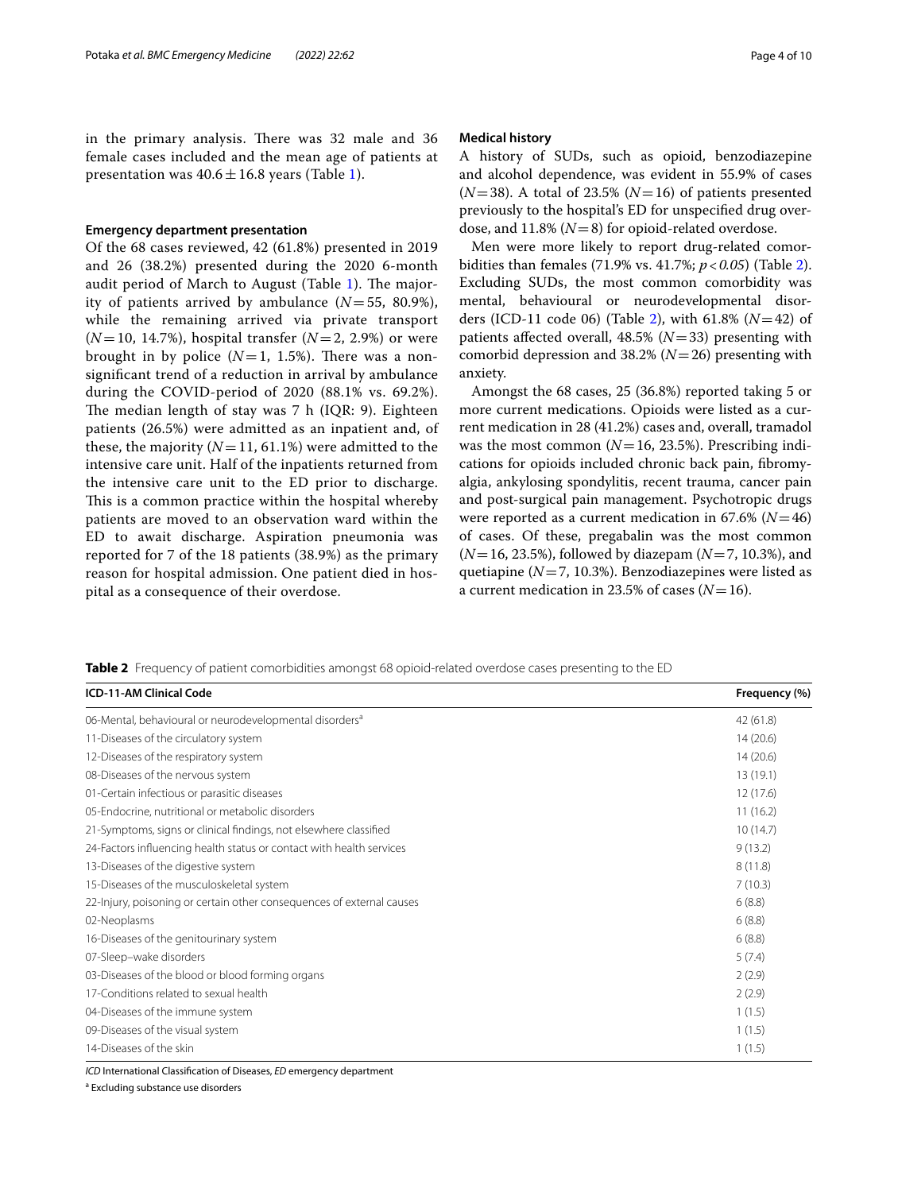in the primary analysis. There was 32 male and 36 female cases included and the mean age of patients at presentation was $40.6 \pm 16.8$ years (Table 1).

### Emergency department presentation

Of the 68 cases reviewed, 42 (61.8%) presented in 2019 and 26 (38.2%) presented during the 2020 6-month audit period of March to August (Table 1). The majority of patients arrived by ambulance ($N=55$, 80.9%), while the remaining arrived via private transport ($N=10$, 14.7%), hospital transfer ($N=2$, 2.9%) or were brought in by police ($N=1$, 1.5%). There was a non-significant trend of a reduction in arrival by ambulance during the COVID-period of 2020 (88.1% vs. 69.2%). The median length of stay was 7 h (IQR: 9). Eighteen patients (26.5%) were admitted as an inpatient and, of these, the majority ($N=11$, 61.1%) were admitted to the intensive care unit. Half of the inpatients returned from the intensive care unit to the ED prior to discharge. This is a common practice within the hospital whereby patients are moved to an observation ward within the ED to await discharge. Aspiration pneumonia was reported for 7 of the 18 patients (38.9%) as the primary reason for hospital admission. One patient died in hospital as a consequence of their overdose.

### Medical history

A history of SUDs, such as opioid, benzodiazepine and alcohol dependence, was evident in 55.9% of cases ($N=38$). A total of 23.5% ($N=16$) of patients presented previously to the hospital's ED for unspecified drug overdose, and 11.8% ($N=8$) for opioid-related overdose.

Men were more likely to report drug-related comorbidities than females (71.9% vs. 41.7%; $p<0.05$) (Table 2). Excluding SUDs, the most common comorbidity was mental, behavioural or neurodevelopmental disorders (ICD-11 code 06) (Table 2), with 61.8% ($N=42$) of patients affected overall, 48.5% ($N=33$) presenting with comorbid depression and 38.2% ($N=26$) presenting with anxiety.

Amongst the 68 cases, 25 (36.8%) reported taking 5 or more current medications. Opioids were listed as a current medication in 28 (41.2%) cases and, overall, tramadol was the most common ($N=16$, 23.5%). Prescribing indications for opioids included chronic back pain, fibromyalgia, ankylosing spondylitis, recent trauma, cancer pain and post-surgical pain management. Psychotropic drugs were reported as a current medication in 67.6% ($N=46$) of cases. Of these, pregabalin was the most common ($N=16$, 23.5%), followed by diazepam ($N=7$, 10.3%), and quetiapine ($N=7$, 10.3%). Benzodiazepines were listed as a current medication in 23.5% of cases ($N=16$).

**Table 2** Frequency of patient comorbidities amongst 68 opioid-related overdose cases presenting to the ED

| ICD-11-AM Clinical Code | Frequency (%) |
|---|---|
| 06-Mental, behavioural or neurodevelopmental disorders[a] | 42 (61.8) |
| 11-Diseases of the circulatory system | 14 (20.6) |
| 12-Diseases of the respiratory system | 14 (20.6) |
| 08-Diseases of the nervous system | 13 (19.1) |
| 01-Certain infectious or parasitic diseases | 12 (17.6) |
| 05-Endocrine, nutritional or metabolic disorders | 11 (16.2) |
| 21-Symptoms, signs or clinical findings, not elsewhere classified | 10 (14.7) |
| 24-Factors influencing health status or contact with health services | 9 (13.2) |
| 13-Diseases of the digestive system | 8 (11.8) |
| 15-Diseases of the musculoskeletal system | 7 (10.3) |
| 22-Injury, poisoning or certain other consequences of external causes | 6 (8.8) |
| 02-Neoplasms | 6 (8.8) |
| 16-Diseases of the genitourinary system | 6 (8.8) |
| 07-Sleep–wake disorders | 5 (7.4) |
| 03-Diseases of the blood or blood forming organs | 2 (2.9) |
| 17-Conditions related to sexual health | 2 (2.9) |
| 04-Diseases of the immune system | 1 (1.5) |
| 09-Diseases of the visual system | 1 (1.5) |
| 14-Diseases of the skin | 1 (1.5) |

*ICD* International Classification of Diseases, *ED* emergency department

[a] Excluding substance use disorders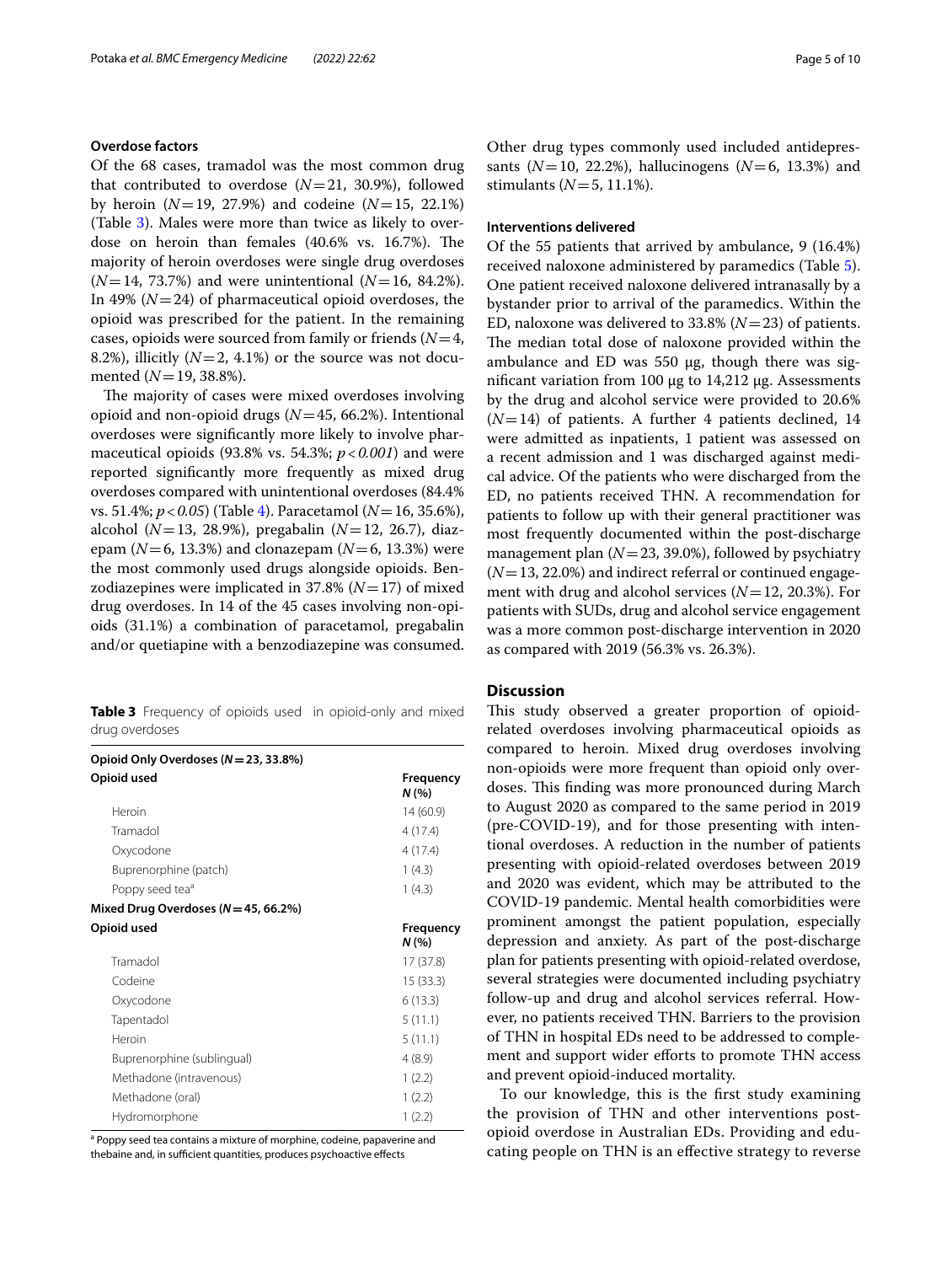### Overdose factors

Of the 68 cases, tramadol was the most common drug that contributed to overdose ($N=21$, 30.9%), followed by heroin ($N=19$, 27.9%) and codeine ($N=15$, 22.1%) (Table 3). Males were more than twice as likely to overdose on heroin than females (40.6% vs. 16.7%). The majority of heroin overdoses were single drug overdoses ($N=14$, 73.7%) and were unintentional ($N=16$, 84.2%). In 49% ($N=24$) of pharmaceutical opioid overdoses, the opioid was prescribed for the patient. In the remaining cases, opioids were sourced from family or friends ($N=4$, 8.2%), illicitly ($N=2$, 4.1%) or the source was not documented ($N=19$, 38.8%).

The majority of cases were mixed overdoses involving opioid and non-opioid drugs ($N=45$, 66.2%). Intentional overdoses were significantly more likely to involve pharmaceutical opioids (93.8% vs. 54.3%; $p<0.001$) and were reported significantly more frequently as mixed drug overdoses compared with unintentional overdoses (84.4% vs. 51.4%; $p<0.05$) (Table 4). Paracetamol ($N=16$, 35.6%), alcohol ($N=13$, 28.9%), pregabalin ($N=12$, 26.7), diazepam ($N=6$, 13.3%) and clonazepam ($N=6$, 13.3%) were the most commonly used drugs alongside opioids. Benzodiazepines were implicated in 37.8% ($N=17$) of mixed drug overdoses. In 14 of the 45 cases involving non-opioids (31.1%) a combination of paracetamol, pregabalin and/or quetiapine with a benzodiazepine was consumed. Other drug types commonly used included antidepressants ($N=10$, 22.2%), hallucinogens ($N=6$, 13.3%) and stimulants ($N=5$, 11.1%).

**Table 3** Frequency of opioids used in opioid-only and mixed drug overdoses

| Opioid Only Overdoses (*N*=23, 33.8%) | |
|---|---|
| **Opioid used** | **Frequency *N* (%)** |
| Heroin | 14 (60.9) |
| Tramadol | 4 (17.4) |
| Oxycodone | 4 (17.4) |
| Buprenorphine (patch) | 1 (4.3) |
| Poppy seed tea[a] | 1 (4.3) |
| **Mixed Drug Overdoses (*N*=45, 66.2%)** | |
| **Opioid used** | **Frequency *N* (%)** |
| Tramadol | 17 (37.8) |
| Codeine | 15 (33.3) |
| Oxycodone | 6 (13.3) |
| Tapentadol | 5 (11.1) |
| Heroin | 5 (11.1) |
| Buprenorphine (sublingual) | 4 (8.9) |
| Methadone (intravenous) | 1 (2.2) |
| Methadone (oral) | 1 (2.2) |
| Hydromorphone | 1 (2.2) |

[a] Poppy seed tea contains a mixture of morphine, codeine, papaverine and thebaine and, in sufficient quantities, produces psychoactive effects

### Interventions delivered

Of the 55 patients that arrived by ambulance, 9 (16.4%) received naloxone administered by paramedics (Table 5). One patient received naloxone delivered intranasally by a bystander prior to arrival of the paramedics. Within the ED, naloxone was delivered to 33.8% ($N=23$) of patients. The median total dose of naloxone provided within the ambulance and ED was 550 μg, though there was significant variation from 100 μg to 14,212 μg. Assessments by the drug and alcohol service were provided to 20.6% ($N=14$) of patients. A further 4 patients declined, 14 were admitted as inpatients, 1 patient was assessed on a recent admission and 1 was discharged against medical advice. Of the patients who were discharged from the ED, no patients received THN. A recommendation for patients to follow up with their general practitioner was most frequently documented within the post-discharge management plan ($N=23$, 39.0%), followed by psychiatry ($N=13$, 22.0%) and indirect referral or continued engagement with drug and alcohol services ($N=12$, 20.3%). For patients with SUDs, drug and alcohol service engagement was a more common post-discharge intervention in 2020 as compared with 2019 (56.3% vs. 26.3%).

## Discussion

This study observed a greater proportion of opioid-related overdoses involving pharmaceutical opioids as compared to heroin. Mixed drug overdoses involving non-opioids were more frequent than opioid only overdoses. This finding was more pronounced during March to August 2020 as compared to the same period in 2019 (pre-COVID-19), and for those presenting with intentional overdoses. A reduction in the number of patients presenting with opioid-related overdoses between 2019 and 2020 was evident, which may be attributed to the COVID-19 pandemic. Mental health comorbidities were prominent amongst the patient population, especially depression and anxiety. As part of the post-discharge plan for patients presenting with opioid-related overdose, several strategies were documented including psychiatry follow-up and drug and alcohol services referral. However, no patients received THN. Barriers to the provision of THN in hospital EDs need to be addressed to complement and support wider efforts to promote THN access and prevent opioid-induced mortality.

To our knowledge, this is the first study examining the provision of THN and other interventions post-opioid overdose in Australian EDs. Providing and educating people on THN is an effective strategy to reverse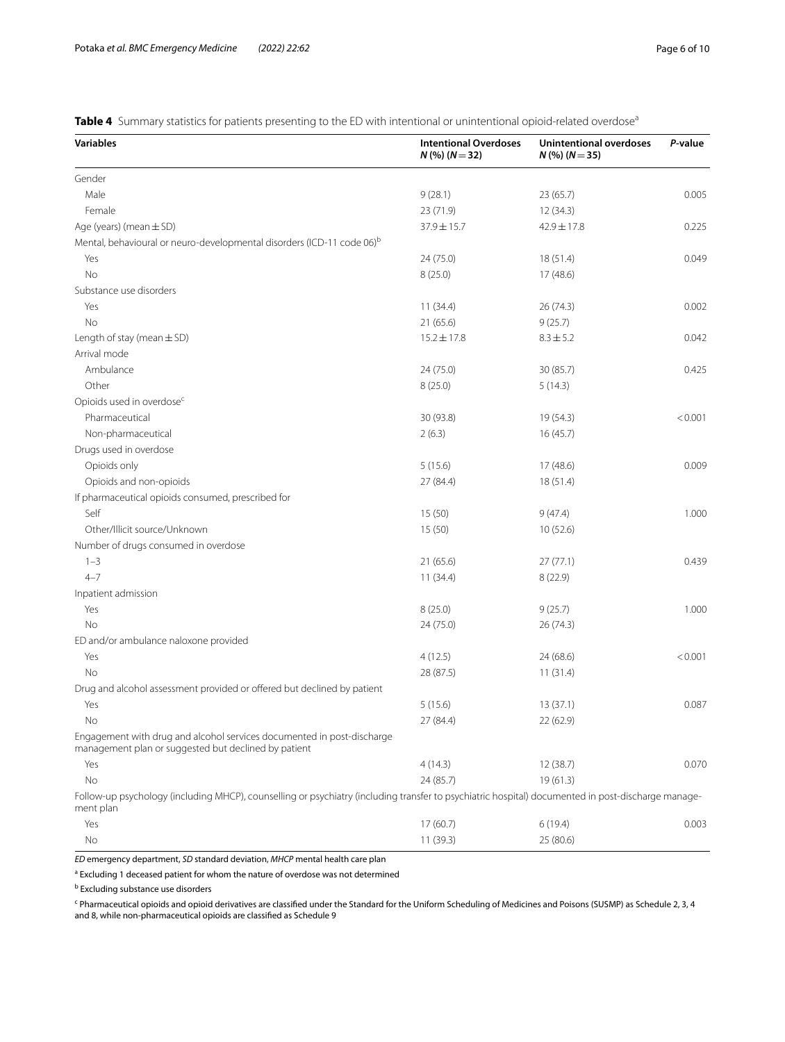**Table 4** Summary statistics for patients presenting to the ED with intentional or unintentional opioid-related overdose[a]

| Variables | Intentional Overdoses *N* (%) (*N* = 32) | Unintentional overdoses *N* (%) (*N* = 35) | *P*-value |
|---|---|---|---|
| Gender | | | |
| Male | 9 (28.1) | 23 (65.7) | 0.005 |
| Female | 23 (71.9) | 12 (34.3) | |
| Age (years) (mean ± SD) | 37.9 ± 15.7 | 42.9 ± 17.8 | 0.225 |
| Mental, behavioural or neuro-developmental disorders (ICD-11 code 06)[b] | | | |
| Yes | 24 (75.0) | 18 (51.4) | 0.049 |
| No | 8 (25.0) | 17 (48.6) | |
| Substance use disorders | | | |
| Yes | 11 (34.4) | 26 (74.3) | 0.002 |
| No | 21 (65.6) | 9 (25.7) | |
| Length of stay (mean ± SD) | 15.2 ± 17.8 | 8.3 ± 5.2 | 0.042 |
| Arrival mode | | | |
| Ambulance | 24 (75.0) | 30 (85.7) | 0.425 |
| Other | 8 (25.0) | 5 (14.3) | |
| Opioids used in overdose[c] | | | |
| Pharmaceutical | 30 (93.8) | 19 (54.3) | < 0.001 |
| Non-pharmaceutical | 2 (6.3) | 16 (45.7) | |
| Drugs used in overdose | | | |
| Opioids only | 5 (15.6) | 17 (48.6) | 0.009 |
| Opioids and non-opioids | 27 (84.4) | 18 (51.4) | |
| If pharmaceutical opioids consumed, prescribed for | | | |
| Self | 15 (50) | 9 (47.4) | 1.000 |
| Other/Illicit source/Unknown | 15 (50) | 10 (52.6) | |
| Number of drugs consumed in overdose | | | |
| 1–3 | 21 (65.6) | 27 (77.1) | 0.439 |
| 4–7 | 11 (34.4) | 8 (22.9) | |
| Inpatient admission | | | |
| Yes | 8 (25.0) | 9 (25.7) | 1.000 |
| No | 24 (75.0) | 26 (74.3) | |
| ED and/or ambulance naloxone provided | | | |
| Yes | 4 (12.5) | 24 (68.6) | < 0.001 |
| No | 28 (87.5) | 11 (31.4) | |
| Drug and alcohol assessment provided or offered but declined by patient | | | |
| Yes | 5 (15.6) | 13 (37.1) | 0.087 |
| No | 27 (84.4) | 22 (62.9) | |
| Engagement with drug and alcohol services documented in post-discharge management plan or suggested but declined by patient | | | |
| Yes | 4 (14.3) | 12 (38.7) | 0.070 |
| No | 24 (85.7) | 19 (61.3) | |
| Follow-up psychology (including MHCP), counselling or psychiatry (including transfer to psychiatric hospital) documented in post-discharge management plan | | | |
| Yes | 17 (60.7) | 6 (19.4) | 0.003 |
| No | 11 (39.3) | 25 (80.6) | |

*ED* emergency department, *SD* standard deviation, *MHCP* mental health care plan

[a] Excluding 1 deceased patient for whom the nature of overdose was not determined

[b] Excluding substance use disorders

[c] Pharmaceutical opioids and opioid derivatives are classified under the Standard for the Uniform Scheduling of Medicines and Poisons (SUSMP) as Schedule 2, 3, 4 and 8, while non-pharmaceutical opioids are classified as Schedule 9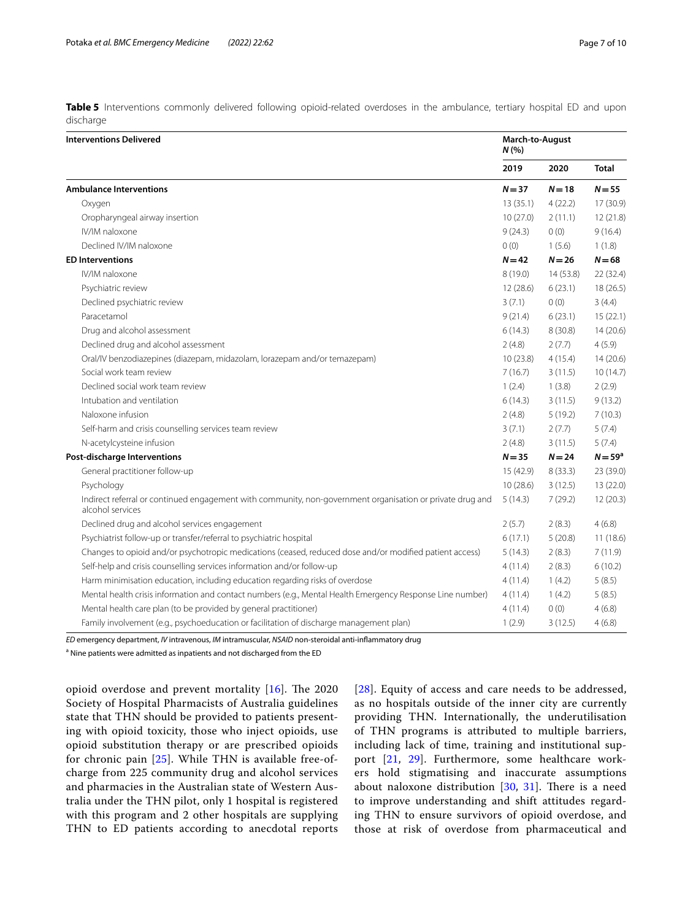**Table 5** Interventions commonly delivered following opioid-related overdoses in the ambulance, tertiary hospital ED and upon discharge

| Interventions Delivered | March-to-August *N* (%) | | |
|---|---|---|---|
| | 2019 | 2020 | Total |
| **Ambulance Interventions** | ***N*** **= 37** | ***N*** **= 18** | ***N*** **= 55** |
| Oxygen | 13 (35.1) | 4 (22.2) | 17 (30.9) |
| Oropharyngeal airway insertion | 10 (27.0) | 2 (11.1) | 12 (21.8) |
| IV/IM naloxone | 9 (24.3) | 0 (0) | 9 (16.4) |
| Declined IV/IM naloxone | 0 (0) | 1 (5.6) | 1 (1.8) |
| **ED Interventions** | ***N*** **= 42** | ***N*** **= 26** | ***N*** **= 68** |
| IV/IM naloxone | 8 (19.0) | 14 (53.8) | 22 (32.4) |
| Psychiatric review | 12 (28.6) | 6 (23.1) | 18 (26.5) |
| Declined psychiatric review | 3 (7.1) | 0 (0) | 3 (4.4) |
| Paracetamol | 9 (21.4) | 6 (23.1) | 15 (22.1) |
| Drug and alcohol assessment | 6 (14.3) | 8 (30.8) | 14 (20.6) |
| Declined drug and alcohol assessment | 2 (4.8) | 2 (7.7) | 4 (5.9) |
| Oral/IV benzodiazepines (diazepam, midazolam, lorazepam and/or temazepam) | 10 (23.8) | 4 (15.4) | 14 (20.6) |
| Social work team review | 7 (16.7) | 3 (11.5) | 10 (14.7) |
| Declined social work team review | 1 (2.4) | 1 (3.8) | 2 (2.9) |
| Intubation and ventilation | 6 (14.3) | 3 (11.5) | 9 (13.2) |
| Naloxone infusion | 2 (4.8) | 5 (19.2) | 7 (10.3) |
| Self-harm and crisis counselling services team review | 3 (7.1) | 2 (7.7) | 5 (7.4) |
| N-acetylcysteine infusion | 2 (4.8) | 3 (11.5) | 5 (7.4) |
| **Post-discharge Interventions** | ***N*** **= 35** | ***N*** **= 24** | ***N*** **= 59**[a] |
| General practitioner follow-up | 15 (42.9) | 8 (33.3) | 23 (39.0) |
| Psychology | 10 (28.6) | 3 (12.5) | 13 (22.0) |
| Indirect referral or continued engagement with community, non-government organisation or private drug and alcohol services | 5 (14.3) | 7 (29.2) | 12 (20.3) |
| Declined drug and alcohol services engagement | 2 (5.7) | 2 (8.3) | 4 (6.8) |
| Psychiatrist follow-up or transfer/referral to psychiatric hospital | 6 (17.1) | 5 (20.8) | 11 (18.6) |
| Changes to opioid and/or psychotropic medications (ceased, reduced dose and/or modified patient access) | 5 (14.3) | 2 (8.3) | 7 (11.9) |
| Self-help and crisis counselling services information and/or follow-up | 4 (11.4) | 2 (8.3) | 6 (10.2) |
| Harm minimisation education, including education regarding risks of overdose | 4 (11.4) | 1 (4.2) | 5 (8.5) |
| Mental health crisis information and contact numbers (e.g., Mental Health Emergency Response Line number) | 4 (11.4) | 1 (4.2) | 5 (8.5) |
| Mental health care plan (to be provided by general practitioner) | 4 (11.4) | 0 (0) | 4 (6.8) |
| Family involvement (e.g., psychoeducation or facilitation of discharge management plan) | 1 (2.9) | 3 (12.5) | 4 (6.8) |

*ED* emergency department, *IV* intravenous, *IM* intramuscular, *NSAID* non-steroidal anti-inflammatory drug

[a] Nine patients were admitted as inpatients and not discharged from the ED

opioid overdose and prevent mortality [16]. The 2020 Society of Hospital Pharmacists of Australia guidelines state that THN should be provided to patients presenting with opioid toxicity, those who inject opioids, use opioid substitution therapy or are prescribed opioids for chronic pain [25]. While THN is available free-of-charge from 225 community drug and alcohol services and pharmacies in the Australian state of Western Australia under the THN pilot, only 1 hospital is registered with this program and 2 other hospitals are supplying THN to ED patients according to anecdotal reports [28]. Equity of access and care needs to be addressed, as no hospitals outside of the inner city are currently providing THN. Internationally, the underutilisation of THN programs is attributed to multiple barriers, including lack of time, training and institutional support [21, 29]. Furthermore, some healthcare workers hold stigmatising and inaccurate assumptions about naloxone distribution [30, 31]. There is a need to improve understanding and shift attitudes regarding THN to ensure survivors of opioid overdose, and those at risk of overdose from pharmaceutical and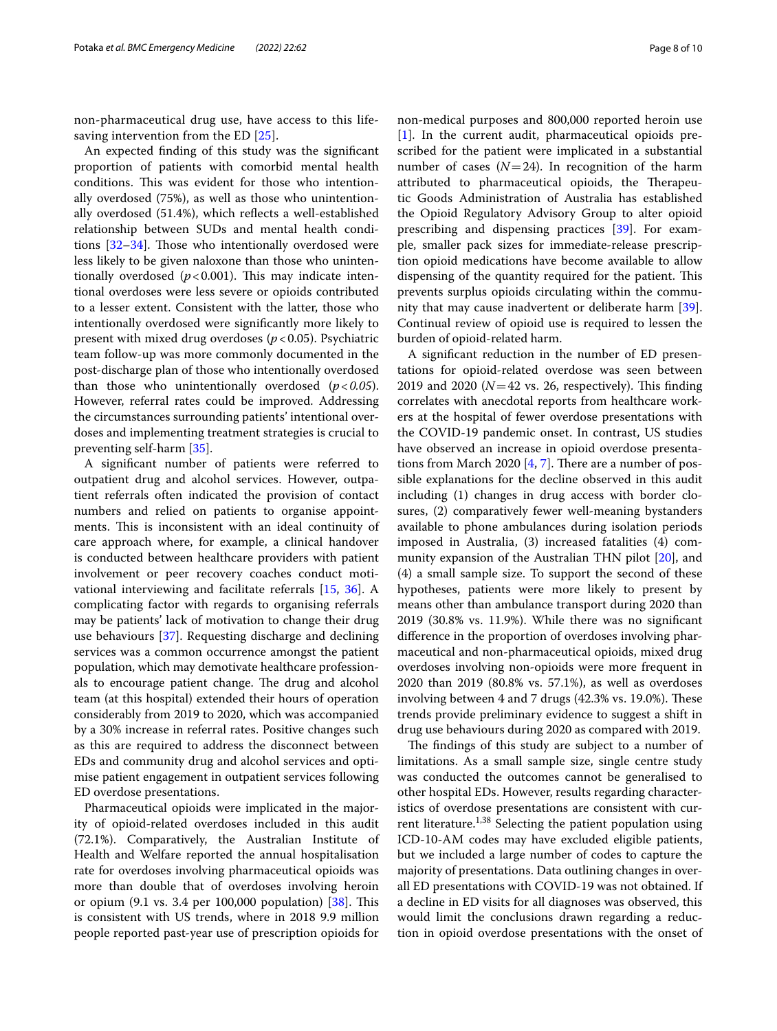non-pharmaceutical drug use, have access to this life-saving intervention from the ED [25].

An expected finding of this study was the significant proportion of patients with comorbid mental health conditions. This was evident for those who intentionally overdosed (75%), as well as those who unintentionally overdosed (51.4%), which reflects a well-established relationship between SUDs and mental health conditions [32–34]. Those who intentionally overdosed were less likely to be given naloxone than those who unintentionally overdosed ($p < 0.001$). This may indicate intentional overdoses were less severe or opioids contributed to a lesser extent. Consistent with the latter, those who intentionally overdosed were significantly more likely to present with mixed drug overdoses ($p < 0.05$). Psychiatric team follow-up was more commonly documented in the post-discharge plan of those who intentionally overdosed than those who unintentionally overdosed ($p < 0.05$). However, referral rates could be improved. Addressing the circumstances surrounding patients' intentional overdoses and implementing treatment strategies is crucial to preventing self-harm [35].

A significant number of patients were referred to outpatient drug and alcohol services. However, outpatient referrals often indicated the provision of contact numbers and relied on patients to organise appointments. This is inconsistent with an ideal continuity of care approach where, for example, a clinical handover is conducted between healthcare providers with patient involvement or peer recovery coaches conduct motivational interviewing and facilitate referrals [15, 36]. A complicating factor with regards to organising referrals may be patients' lack of motivation to change their drug use behaviours [37]. Requesting discharge and declining services was a common occurrence amongst the patient population, which may demotivate healthcare professionals to encourage patient change. The drug and alcohol team (at this hospital) extended their hours of operation considerably from 2019 to 2020, which was accompanied by a 30% increase in referral rates. Positive changes such as this are required to address the disconnect between EDs and community drug and alcohol services and optimise patient engagement in outpatient services following ED overdose presentations.

Pharmaceutical opioids were implicated in the majority of opioid-related overdoses included in this audit (72.1%). Comparatively, the Australian Institute of Health and Welfare reported the annual hospitalisation rate for overdoses involving pharmaceutical opioids was more than double that of overdoses involving heroin or opium (9.1 vs. 3.4 per 100,000 population) [38]. This is consistent with US trends, where in 2018 9.9 million people reported past-year use of prescription opioids for non-medical purposes and 800,000 reported heroin use [1]. In the current audit, pharmaceutical opioids prescribed for the patient were implicated in a substantial number of cases ($N = 24$). In recognition of the harm attributed to pharmaceutical opioids, the Therapeutic Goods Administration of Australia has established the Opioid Regulatory Advisory Group to alter opioid prescribing and dispensing practices [39]. For example, smaller pack sizes for immediate-release prescription opioid medications have become available to allow dispensing of the quantity required for the patient. This prevents surplus opioids circulating within the community that may cause inadvertent or deliberate harm [39]. Continual review of opioid use is required to lessen the burden of opioid-related harm.

A significant reduction in the number of ED presentations for opioid-related overdose was seen between 2019 and 2020 ($N = 42$ vs. 26, respectively). This finding correlates with anecdotal reports from healthcare workers at the hospital of fewer overdose presentations with the COVID-19 pandemic onset. In contrast, US studies have observed an increase in opioid overdose presentations from March 2020 [4, 7]. There are a number of possible explanations for the decline observed in this audit including (1) changes in drug access with border closures, (2) comparatively fewer well-meaning bystanders available to phone ambulances during isolation periods imposed in Australia, (3) increased fatalities (4) community expansion of the Australian THN pilot [20], and (4) a small sample size. To support the second of these hypotheses, patients were more likely to present by means other than ambulance transport during 2020 than 2019 (30.8% vs. 11.9%). While there was no significant difference in the proportion of overdoses involving pharmaceutical and non-pharmaceutical opioids, mixed drug overdoses involving non-opioids were more frequent in 2020 than 2019 (80.8% vs. 57.1%), as well as overdoses involving between 4 and 7 drugs (42.3% vs. 19.0%). These trends provide preliminary evidence to suggest a shift in drug use behaviours during 2020 as compared with 2019.

The findings of this study are subject to a number of limitations. As a small sample size, single centre study was conducted the outcomes cannot be generalised to other hospital EDs. However, results regarding characteristics of overdose presentations are consistent with current literature.[1,38] Selecting the patient population using ICD-10-AM codes may have excluded eligible patients, but we included a large number of codes to capture the majority of presentations. Data outlining changes in overall ED presentations with COVID-19 was not obtained. If a decline in ED visits for all diagnoses was observed, this would limit the conclusions drawn regarding a reduction in opioid overdose presentations with the onset of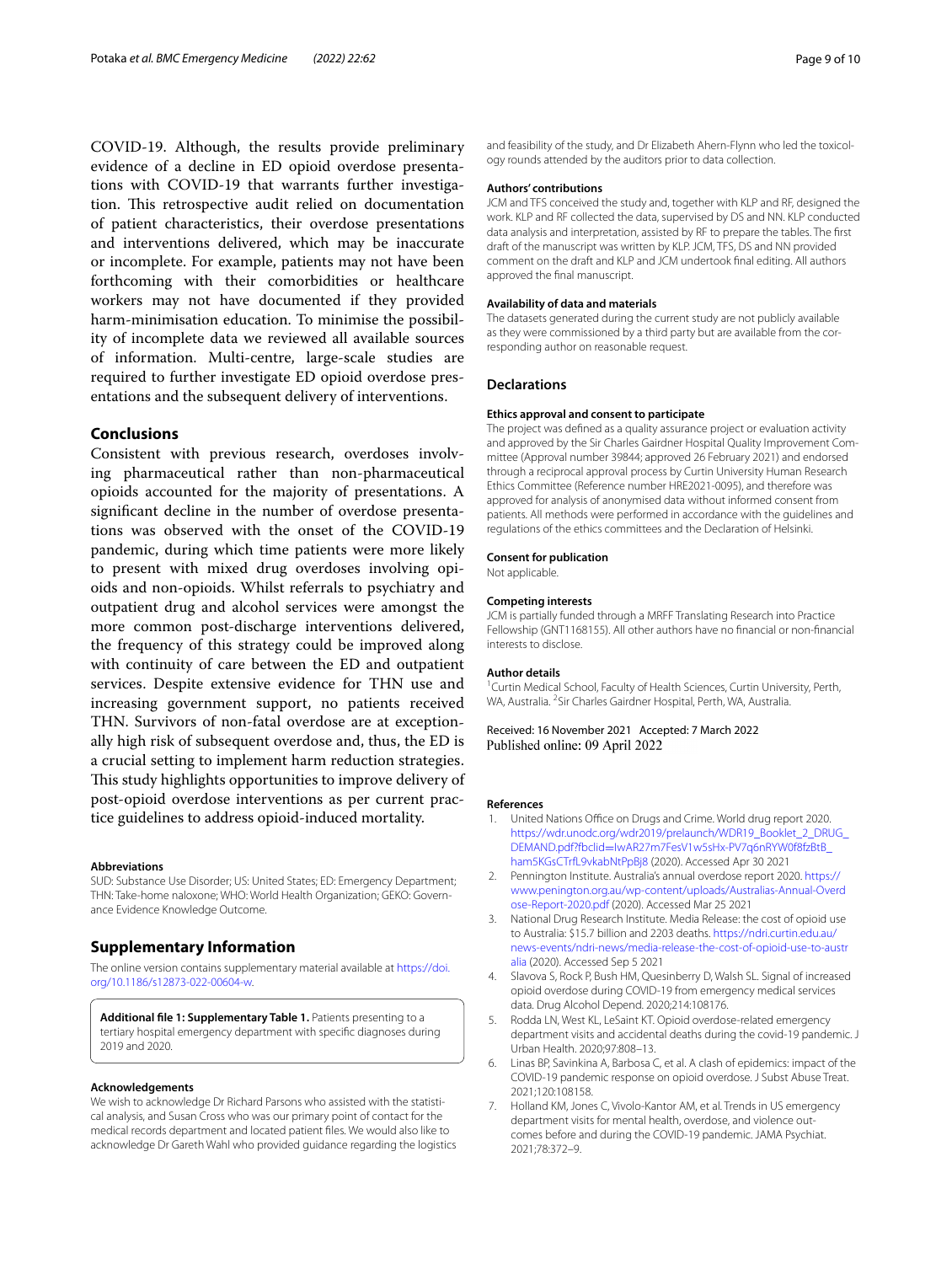COVID-19. Although, the results provide preliminary evidence of a decline in ED opioid overdose presentations with COVID-19 that warrants further investigation. This retrospective audit relied on documentation of patient characteristics, their overdose presentations and interventions delivered, which may be inaccurate or incomplete. For example, patients may not have been forthcoming with their comorbidities or healthcare workers may not have documented if they provided harm-minimisation education. To minimise the possibility of incomplete data we reviewed all available sources of information. Multi-centre, large-scale studies are required to further investigate ED opioid overdose presentations and the subsequent delivery of interventions.

## Conclusions

Consistent with previous research, overdoses involving pharmaceutical rather than non-pharmaceutical opioids accounted for the majority of presentations. A significant decline in the number of overdose presentations was observed with the onset of the COVID-19 pandemic, during which time patients were more likely to present with mixed drug overdoses involving opioids and non-opioids. Whilst referrals to psychiatry and outpatient drug and alcohol services were amongst the more common post-discharge interventions delivered, the frequency of this strategy could be improved along with continuity of care between the ED and outpatient services. Despite extensive evidence for THN use and increasing government support, no patients received THN. Survivors of non-fatal overdose are at exceptionally high risk of subsequent overdose and, thus, the ED is a crucial setting to implement harm reduction strategies. This study highlights opportunities to improve delivery of post-opioid overdose interventions as per current practice guidelines to address opioid-induced mortality.

#### Abbreviations

SUD: Substance Use Disorder; US: United States; ED: Emergency Department; THN: Take-home naloxone; WHO: World Health Organization; GEKO: Governance Evidence Knowledge Outcome.

## Supplementary Information

The online version contains supplementary material available at https://doi.org/10.1186/s12873-022-00604-w.

**Additional file 1: Supplementary Table 1.** Patients presenting to a tertiary hospital emergency department with specific diagnoses during 2019 and 2020.

#### Acknowledgements

We wish to acknowledge Dr Richard Parsons who assisted with the statistical analysis, and Susan Cross who was our primary point of contact for the medical records department and located patient files. We would also like to acknowledge Dr Gareth Wahl who provided guidance regarding the logistics and feasibility of the study, and Dr Elizabeth Ahern-Flynn who led the toxicology rounds attended by the auditors prior to data collection.

#### Authors' contributions

JCM and TFS conceived the study and, together with KLP and RF, designed the work. KLP and RF collected the data, supervised by DS and NN. KLP conducted data analysis and interpretation, assisted by RF to prepare the tables. The first draft of the manuscript was written by KLP. JCM, TFS, DS and NN provided comment on the draft and KLP and JCM undertook final editing. All authors approved the final manuscript.

#### Availability of data and materials

The datasets generated during the current study are not publicly available as they were commissioned by a third party but are available from the corresponding author on reasonable request.

## Declarations

#### Ethics approval and consent to participate

The project was defined as a quality assurance project or evaluation activity and approved by the Sir Charles Gairdner Hospital Quality Improvement Committee (Approval number 39844; approved 26 February 2021) and endorsed through a reciprocal approval process by Curtin University Human Research Ethics Committee (Reference number HRE2021-0095), and therefore was approved for analysis of anonymised data without informed consent from patients. All methods were performed in accordance with the guidelines and regulations of the ethics committees and the Declaration of Helsinki.

#### Consent for publication

Not applicable.

#### Competing interests

JCM is partially funded through a MRFF Translating Research into Practice Fellowship (GNT1168155). All other authors have no financial or non-financial interests to disclose.

#### Author details

[1]Curtin Medical School, Faculty of Health Sciences, Curtin University, Perth, WA, Australia. [2]Sir Charles Gairdner Hospital, Perth, WA, Australia.

Received: 16 November 2021 Accepted: 7 March 2022
Published online: 09 April 2022

#### References

1. United Nations Office on Drugs and Crime. World drug report 2020. https://wdr.unodc.org/wdr2019/prelaunch/WDR19_Booklet_2_DRUG_DEMAND.pdf?fbclid=IwAR27m7FesV1w5sHx-PV7q6nRYW0f8fzBtB_ham5KGsCTrfL9vkabNtPpBj8 (2020). Accessed Apr 30 2021
2. Pennington Institute. Australia's annual overdose report 2020. https://www.penington.org.au/wp-content/uploads/Australias-Annual-Overdose-Report-2020.pdf (2020). Accessed Mar 25 2021
3. National Drug Research Institute. Media Release: the cost of opioid use to Australia: $15.7 billion and 2203 deaths. https://ndri.curtin.edu.au/news-events/ndri-news/media-release-the-cost-of-opioid-use-to-australia (2020). Accessed Sep 5 2021
4. Slavova S, Rock P, Bush HM, Quesinberry D, Walsh SL. Signal of increased opioid overdose during COVID-19 from emergency medical services data. Drug Alcohol Depend. 2020;214:108176.
5. Rodda LN, West KL, LeSaint KT. Opioid overdose-related emergency department visits and accidental deaths during the covid-19 pandemic. J Urban Health. 2020;97:808–13.
6. Linas BP, Savinkina A, Barbosa C, et al. A clash of epidemics: impact of the COVID-19 pandemic response on opioid overdose. J Subst Abuse Treat. 2021;120:108158.
7. Holland KM, Jones C, Vivolo-Kantor AM, et al. Trends in US emergency department visits for mental health, overdose, and violence outcomes before and during the COVID-19 pandemic. JAMA Psychiat. 2021;78:372–9.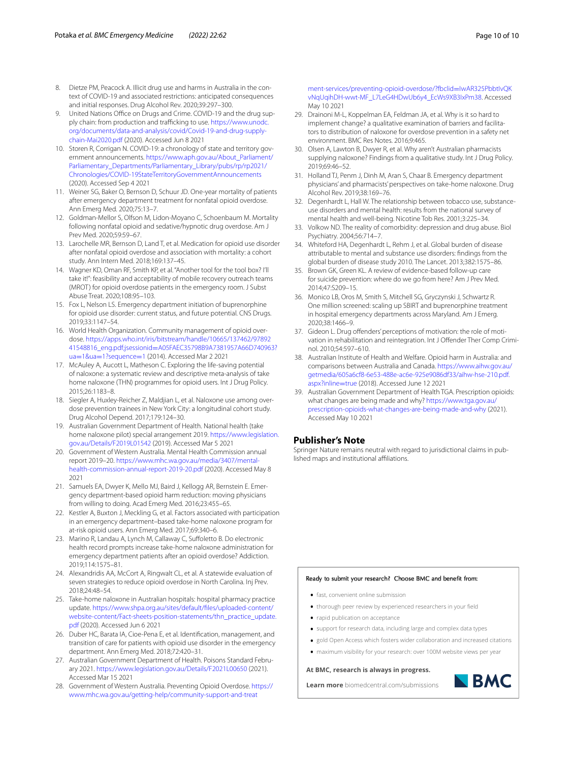8. Dietze PM, Peacock A. Illicit drug use and harms in Australia in the context of COVID-19 and associated restrictions: anticipated consequences and initial responses. Drug Alcohol Rev. 2020;39:297–300.
9. United Nations Office on Drugs and Crime. COVID-19 and the drug supply chain: from production and trafficking to use. https://www.unodc.org/documents/data-and-analysis/covid/Covid-19-and-drug-supply-chain-Mai2020.pdf (2020). Accessed Jun 8 2021
10. Storen R, Corrigan N. COVID-19: a chronology of state and territory government announcements. https://www.aph.gov.au/About_Parliament/Parliamentary_Departments/Parliamentary_Library/pubs/rp/rp2021/Chronologies/COVID-19StateTerritoryGovernmentAnnouncements (2020). Accessed Sep 4 2021
11. Weiner SG, Baker O, Bernson D, Schuur JD. One-year mortality of patients after emergency department treatment for nonfatal opioid overdose. Ann Emerg Med. 2020;75:13–7.
12. Goldman-Mellor S, Olfson M, Lidon-Moyano C, Schoenbaum M. Mortality following nonfatal opioid and sedative/hypnotic drug overdose. Am J Prev Med. 2020;59:59–67.
13. Larochelle MR, Bernson D, Land T, et al. Medication for opioid use disorder after nonfatal opioid overdose and association with mortality: a cohort study. Ann Intern Med. 2018;169:137–45.
14. Wagner KD, Oman RF, Smith KP, et al. "Another tool for the tool box? I'll take it!": feasibility and acceptability of mobile recovery outreach teams (MROT) for opioid overdose patients in the emergency room. J Subst Abuse Treat. 2020;108:95–103.
15. Fox L, Nelson LS. Emergency department initiation of buprenorphine for opioid use disorder: current status, and future potential. CNS Drugs. 2019;33:1147–54.
16. World Health Organization. Community management of opioid overdose. https://apps.who.int/iris/bitstream/handle/10665/137462/9789241548816_eng.pdf;jsessionid=A05FAEC35798B9A7381957A66D740963?ua=1&ua=1?sequence=1 (2014). Accessed Mar 2 2021
17. McAuley A, Aucott L, Matheson C. Exploring the life-saving potential of naloxone: a systematic review and descriptive meta-analysis of take home naloxone (THN) programmes for opioid users. Int J Drug Policy. 2015;26:1183–8.
18. Siegler A, Huxley-Reicher Z, Maldjian L, et al. Naloxone use among overdose prevention trainees in New York City: a longitudinal cohort study. Drug Alcohol Depend. 2017;179:124–30.
19. Australian Government Department of Health. National health (take home naloxone pilot) special arrangement 2019. https://www.legislation.gov.au/Details/F2019L01542 (2019). Accessed Mar 5 2021
20. Government of Western Australia. Mental Health Commission annual report 2019–20. https://www.mhc.wa.gov.au/media/3407/mental-health-commission-annual-report-2019-20.pdf (2020). Accessed May 8 2021
21. Samuels EA, Dwyer K, Mello MJ, Baird J, Kellogg AR, Bernstein E. Emergency department-based opioid harm reduction: moving physicians from willing to doing. Acad Emerg Med. 2016;23:455–65.
22. Kestler A, Buxton J, Meckling G, et al. Factors associated with participation in an emergency department–based take-home naloxone program for at-risk opioid users. Ann Emerg Med. 2017;69:340–6.
23. Marino R, Landau A, Lynch M, Callaway C, Suffoletto B. Do electronic health record prompts increase take-home naloxone administration for emergency department patients after an opioid overdose? Addiction. 2019;114:1575–81.
24. Alexandridis AA, McCort A, Ringwalt CL, et al. A statewide evaluation of seven strategies to reduce opioid overdose in North Carolina. Inj Prev. 2018;24:48–54.
25. Take-home naloxone in Australian hospitals: hospital pharmacy practice update. https://www.shpa.org.au/sites/default/files/uploaded-content/website-content/Fact-sheets-position-statements/thn_practice_update.pdf (2020). Accessed Jun 6 2021
26. Duber HC, Barata IA, Cioe-Pena E, et al. Identification, management, and transition of care for patients with opioid use disorder in the emergency department. Ann Emerg Med. 2018;72:420–31.
27. Australian Government Department of Health. Poisons Standard February 2021. https://www.legislation.gov.au/Details/F2021L00650 (2021). Accessed Mar 15 2021
28. Government of Western Australia. Preventing Opioid Overdose. https://www.mhc.wa.gov.au/getting-help/community-support-and-treatment-services/preventing-opioid-overdose/?fbclid=IwAR325PbbtIvQKvNqUqihDH-wwt-MF_L7LeG4HDwUb6y4_EcWs9XB3IxPm38. Accessed May 10 2021
29. Drainoni M-L, Koppelman EA, Feldman JA, et al. Why is it so hard to implement change? a qualitative examination of barriers and facilitators to distribution of naloxone for overdose prevention in a safety net environment. BMC Res Notes. 2016;9:465.
30. Olsen A, Lawton B, Dwyer R, et al. Why aren't Australian pharmacists supplying naloxone? Findings from a qualitative study. Int J Drug Policy. 2019;69:46–52.
31. Holland TJ, Penm J, Dinh M, Aran S, Chaar B. Emergency department physicians' and pharmacists' perspectives on take-home naloxone. Drug Alcohol Rev. 2019;38:169–76.
32. Degenhardt L, Hall W. The relationship between tobacco use, substance-use disorders and mental health: results from the national survey of mental health and well-being. Nicotine Tob Res. 2001;3:225–34.
33. Volkow ND. The reality of comorbidity: depression and drug abuse. Biol Psychiatry. 2004;56:714–7.
34. Whiteford HA, Degenhardt L, Rehm J, et al. Global burden of disease attributable to mental and substance use disorders: findings from the global burden of disease study 2010. The Lancet. 2013;382:1575–86.
35. Brown GK, Green KL. A review of evidence-based follow-up care for suicide prevention: where do we go from here? Am J Prev Med. 2014;47:S209–15.
36. Monico LB, Oros M, Smith S, Mitchell SG, Gryczynski J, Schwartz R. One million screened: scaling up SBIRT and buprenorphine treatment in hospital emergency departments across Maryland. Am J Emerg. 2020;38:1466–9.
37. Gideon L. Drug offenders' perceptions of motivation: the role of motivation in rehabilitation and reintegration. Int J Offender Ther Comp Criminol. 2010;54:597–610.
38. Australian Institute of Health and Welfare. Opioid harm in Australia: and comparisons between Australia and Canada. https://www.aihw.gov.au/getmedia/605a6cf8-6e53-488e-ac6e-925e9086df33/aihw-hse-210.pdf.aspx?inline=true (2018). Accessed June 12 2021
39. Australian Government Department of Health TGA. Prescription opioids: what changes are being made and why? https://www.tga.gov.au/prescription-opioids-what-changes-are-being-made-and-why (2021). Accessed May 10 2021

## Publisher's Note

Springer Nature remains neutral with regard to jurisdictional claims in published maps and institutional affiliations.

Ready to submit your research? Choose BMC and benefit from:

- fast, convenient online submission
- thorough peer review by experienced researchers in your field
- rapid publication on acceptance
- support for research data, including large and complex data types
- gold Open Access which fosters wider collaboration and increased citations
- maximum visibility for your research: over 100M website views per year

**At BMC, research is always in progress.**

**Learn more** biomedcentral.com/submissions

BMC